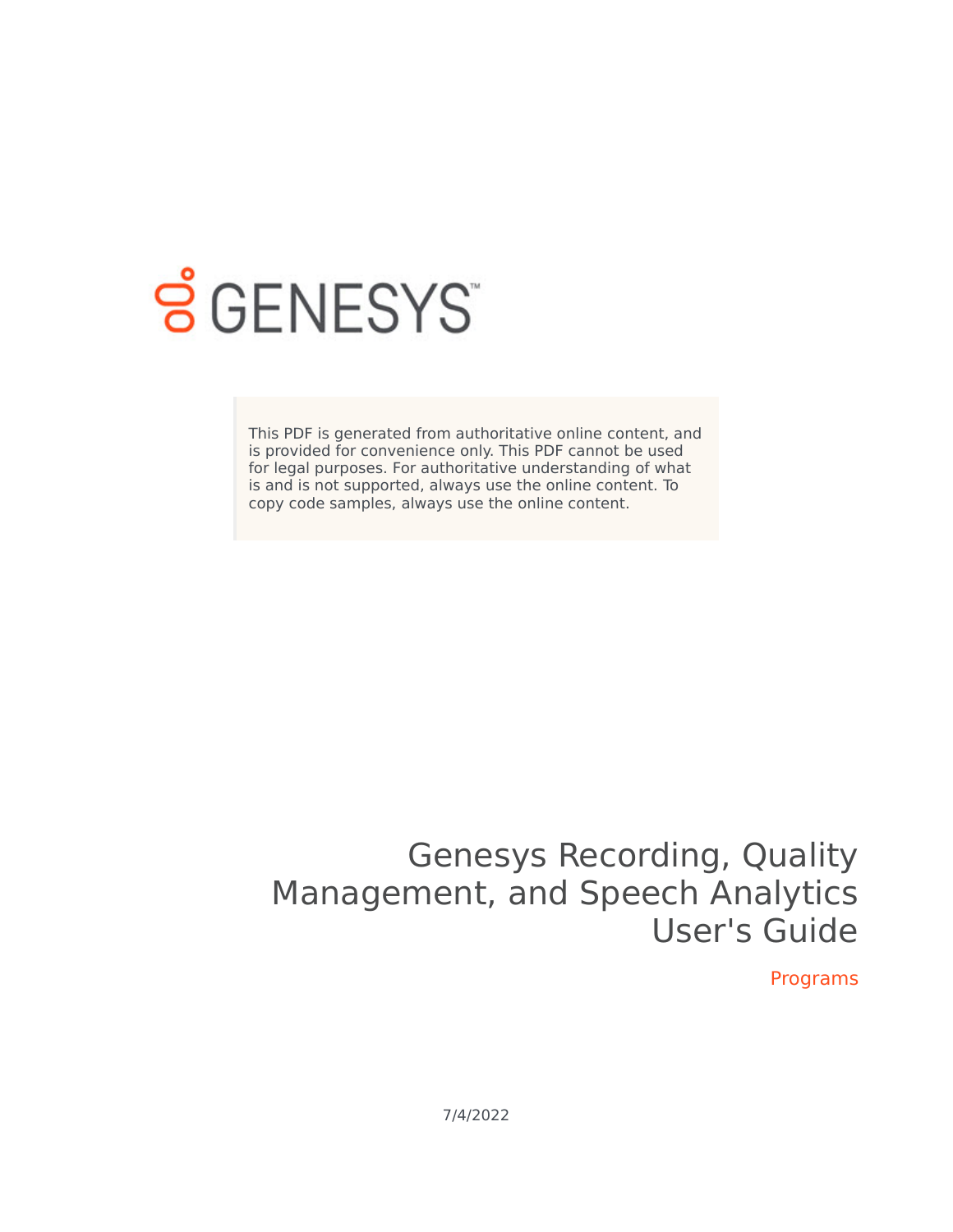This PDF is generated from authoritative online content, and is provided for convenience only. This PDF cannot be used for legal purposes. For authoritative understanding of what is and is not supported, always use the online content. To copy code samples, always use the online content.

# Genesys Recording, Quality Management, and Speech Analytics User's Guide

Programs

7/4/2022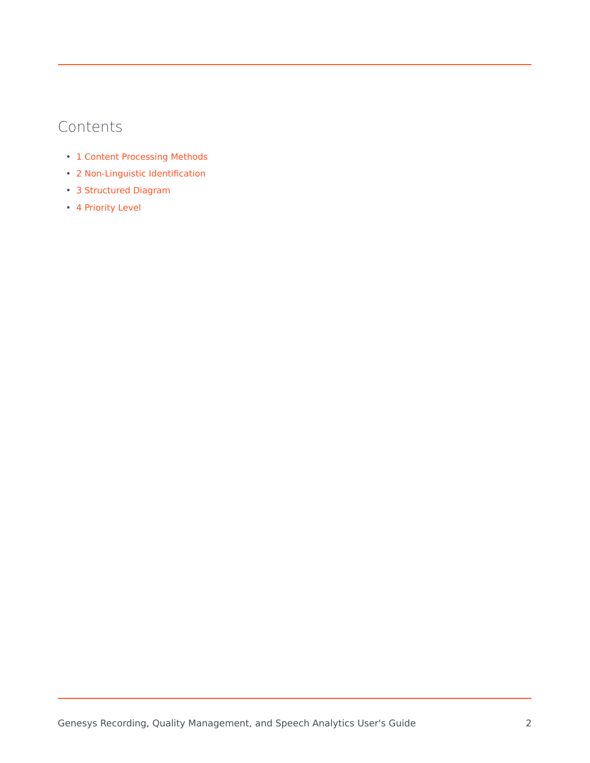## Contents

- 1 Content Processing Methods
- 2 Non-Linguistic Identification
- 3 Structured Diagram
- 4 Priority Level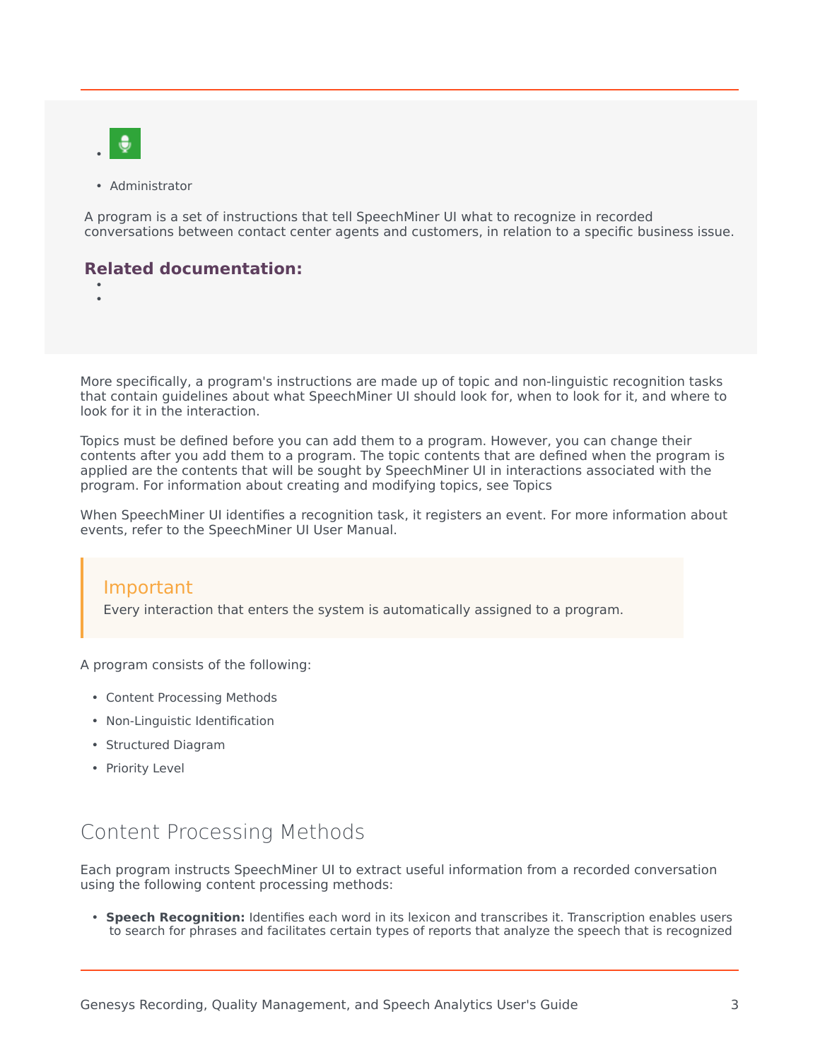- 

- Administrator

A program is a set of instructions that tell SpeechMiner UI what to recognize in recorded conversations between contact center agents and customers, in relation to a specific business issue.

**Related documentation:**

- 
- 

More specifically, a program's instructions are made up of topic and non-linguistic recognition tasks that contain guidelines about what SpeechMiner UI should look for, when to look for it, and where to look for it in the interaction.

Topics must be defined before you can add them to a program. However, you can change their contents after you add them to a program. The topic contents that are defined when the program is applied are the contents that will be sought by SpeechMiner UI in interactions associated with the program. For information about creating and modifying topics, see Topics

When SpeechMiner UI identifies a recognition task, it registers an event. For more information about events, refer to the SpeechMiner UI User Manual.

> **Important**
> Every interaction that enters the system is automatically assigned to a program.

A program consists of the following:

- Content Processing Methods
- Non-Linguistic Identification
- Structured Diagram
- Priority Level

## Content Processing Methods

Each program instructs SpeechMiner UI to extract useful information from a recorded conversation using the following content processing methods:

- **Speech Recognition:** Identifies each word in its lexicon and transcribes it. Transcription enables users to search for phrases and facilitates certain types of reports that analyze the speech that is recognized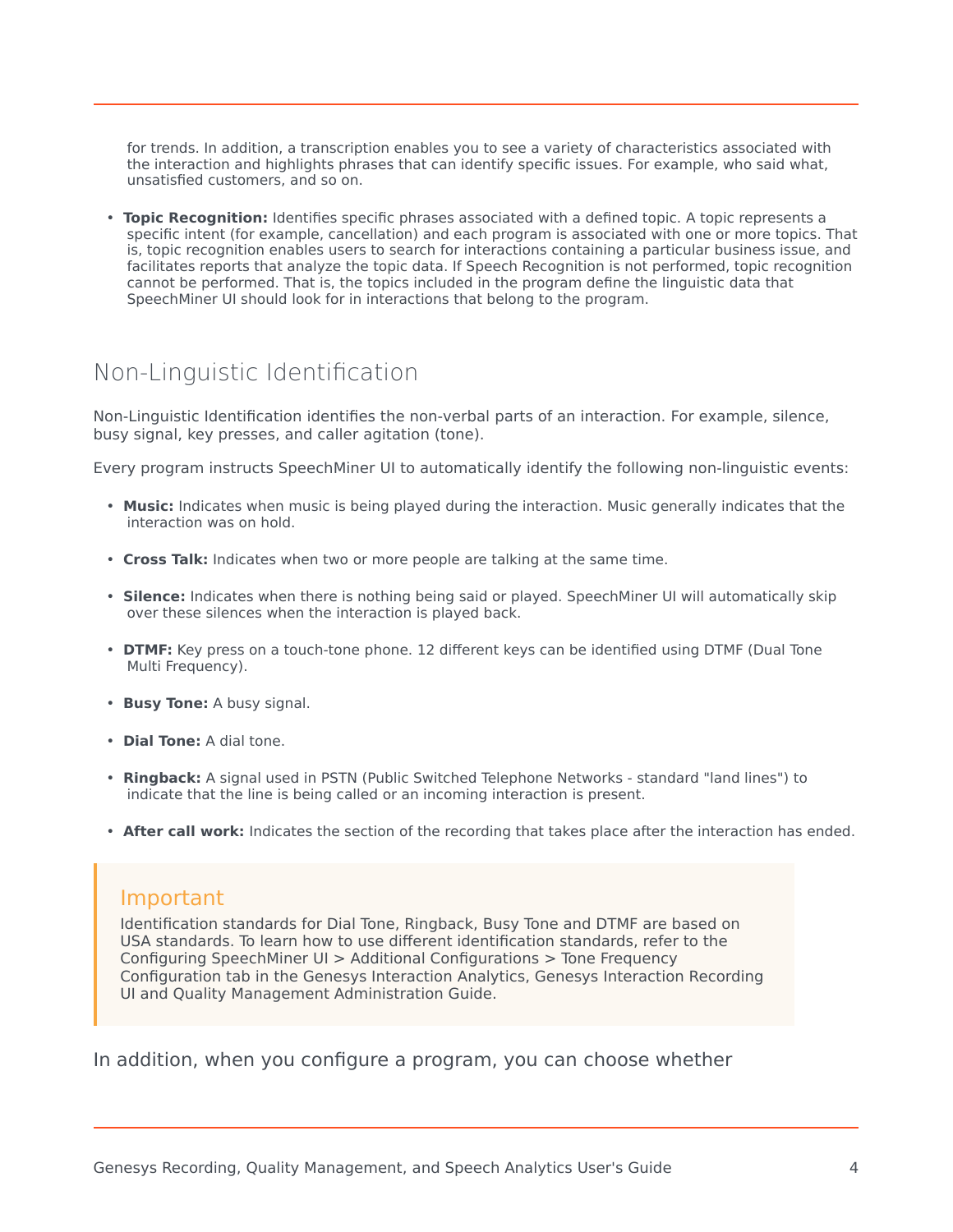for trends. In addition, a transcription enables you to see a variety of characteristics associated with the interaction and highlights phrases that can identify specific issues. For example, who said what, unsatisfied customers, and so on.

- **Topic Recognition:** Identifies specific phrases associated with a defined topic. A topic represents a specific intent (for example, cancellation) and each program is associated with one or more topics. That is, topic recognition enables users to search for interactions containing a particular business issue, and facilitates reports that analyze the topic data. If Speech Recognition is not performed, topic recognition cannot be performed. That is, the topics included in the program define the linguistic data that SpeechMiner UI should look for in interactions that belong to the program.

## Non-Linguistic Identification

Non-Linguistic Identification identifies the non-verbal parts of an interaction. For example, silence, busy signal, key presses, and caller agitation (tone).

Every program instructs SpeechMiner UI to automatically identify the following non-linguistic events:

- **Music:** Indicates when music is being played during the interaction. Music generally indicates that the interaction was on hold.
- **Cross Talk:** Indicates when two or more people are talking at the same time.
- **Silence:** Indicates when there is nothing being said or played. SpeechMiner UI will automatically skip over these silences when the interaction is played back.
- **DTMF:** Key press on a touch-tone phone. 12 different keys can be identified using DTMF (Dual Tone Multi Frequency).
- **Busy Tone:** A busy signal.
- **Dial Tone:** A dial tone.
- **Ringback:** A signal used in PSTN (Public Switched Telephone Networks - standard "land lines") to indicate that the line is being called or an incoming interaction is present.
- **After call work:** Indicates the section of the recording that takes place after the interaction has ended.

> **Important**
>
> Identification standards for Dial Tone, Ringback, Busy Tone and DTMF are based on USA standards. To learn how to use different identification standards, refer to the Configuring SpeechMiner UI > Additional Configurations > Tone Frequency Configuration tab in the Genesys Interaction Analytics, Genesys Interaction Recording UI and Quality Management Administration Guide.

In addition, when you configure a program, you can choose whether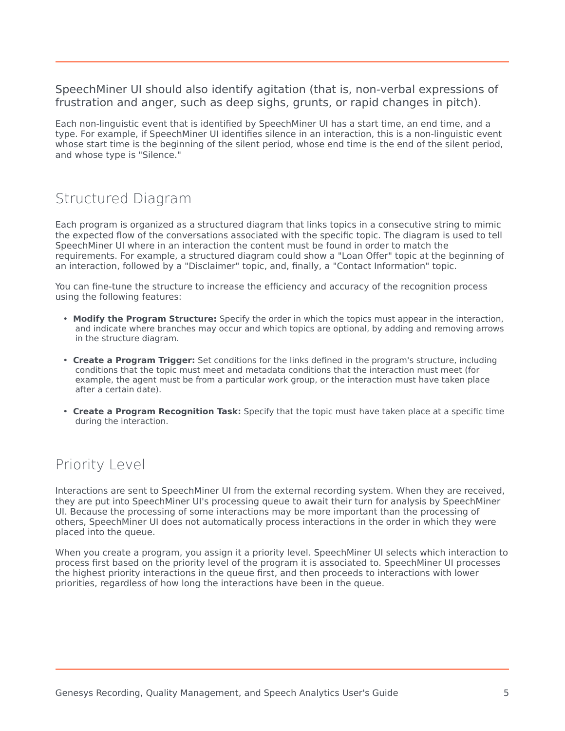SpeechMiner UI should also identify agitation (that is, non-verbal expressions of frustration and anger, such as deep sighs, grunts, or rapid changes in pitch).

Each non-linguistic event that is identified by SpeechMiner UI has a start time, an end time, and a type. For example, if SpeechMiner UI identifies silence in an interaction, this is a non-linguistic event whose start time is the beginning of the silent period, whose end time is the end of the silent period, and whose type is "Silence."

## Structured Diagram

Each program is organized as a structured diagram that links topics in a consecutive string to mimic the expected flow of the conversations associated with the specific topic. The diagram is used to tell SpeechMiner UI where in an interaction the content must be found in order to match the requirements. For example, a structured diagram could show a "Loan Offer" topic at the beginning of an interaction, followed by a "Disclaimer" topic, and, finally, a "Contact Information" topic.

You can fine-tune the structure to increase the efficiency and accuracy of the recognition process using the following features:

- **Modify the Program Structure:** Specify the order in which the topics must appear in the interaction, and indicate where branches may occur and which topics are optional, by adding and removing arrows in the structure diagram.
- **Create a Program Trigger:** Set conditions for the links defined in the program's structure, including conditions that the topic must meet and metadata conditions that the interaction must meet (for example, the agent must be from a particular work group, or the interaction must have taken place after a certain date).
- **Create a Program Recognition Task:** Specify that the topic must have taken place at a specific time during the interaction.

## Priority Level

Interactions are sent to SpeechMiner UI from the external recording system. When they are received, they are put into SpeechMiner UI's processing queue to await their turn for analysis by SpeechMiner UI. Because the processing of some interactions may be more important than the processing of others, SpeechMiner UI does not automatically process interactions in the order in which they were placed into the queue.

When you create a program, you assign it a priority level. SpeechMiner UI selects which interaction to process first based on the priority level of the program it is associated to. SpeechMiner UI processes the highest priority interactions in the queue first, and then proceeds to interactions with lower priorities, regardless of how long the interactions have been in the queue.